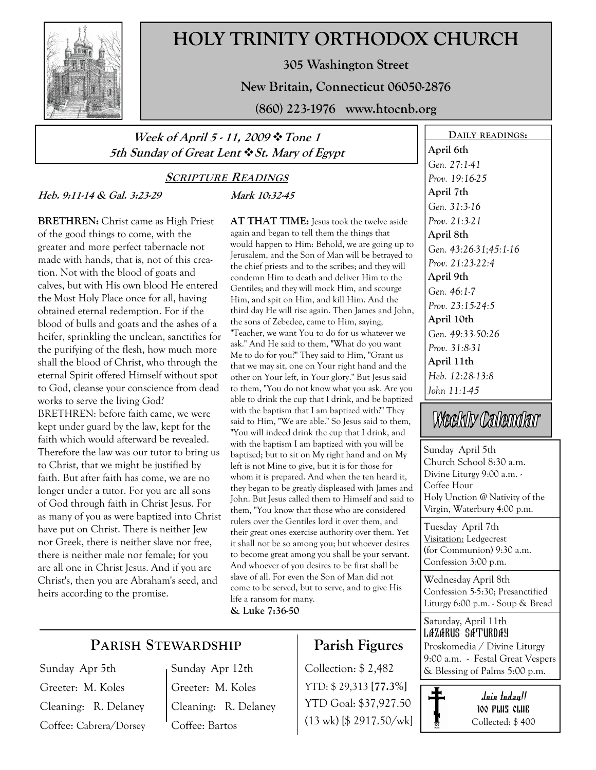# HOLY TRINITY ORTHODOX CHURCH

**305 Washington Street**

**New Britain, Connecticut 06050-2876**

**(860) 223-1976 www.htocnb.org**

***Week of April 5 - 11, 2009 ❖ Tone 1***
***5th Sunday of Great Lent ❖ St. Mary of Egypt***

## SCRIPTURE READINGS

***Heb. 9:11-14 & Gal. 3:23-29***

**BRETHREN:** Christ came as High Priest of the good things to come, with the greater and more perfect tabernacle not made with hands, that is, not of this creation. Not with the blood of goats and calves, but with His own blood He entered the Most Holy Place once for all, having obtained eternal redemption. For if the blood of bulls and goats and the ashes of a heifer, sprinkling the unclean, sanctifies for the purifying of the flesh, how much more shall the blood of Christ, who through the eternal Spirit offered Himself without spot to God, cleanse your conscience from dead works to serve the living God?
BRETHREN: before faith came, we were kept under guard by the law, kept for the faith which would afterward be revealed. Therefore the law was our tutor to bring us to Christ, that we might be justified by faith. But after faith has come, we are no longer under a tutor. For you are all sons of God through faith in Christ Jesus. For as many of you as were baptized into Christ have put on Christ. There is neither Jew nor Greek, there is neither slave nor free, there is neither male nor female; for you are all one in Christ Jesus. And if you are Christ's, then you are Abraham's seed, and heirs according to the promise.

***Mark 10:32-45***

**AT THAT TIME:** Jesus took the twelve aside again and began to tell them the things that would happen to Him: Behold, we are going up to Jerusalem, and the Son of Man will be betrayed to the chief priests and to the scribes; and they will condemn Him to death and deliver Him to the Gentiles; and they will mock Him, and scourge Him, and spit on Him, and kill Him. And the third day He will rise again. Then James and John, the sons of Zebedee, came to Him, saying, "Teacher, we want You to do for us whatever we ask." And He said to them, "What do you want Me to do for you?" They said to Him, "Grant us that we may sit, one on Your right hand and the other on Your left, in Your glory." But Jesus said to them, "You do not know what you ask. Are you able to drink the cup that I drink, and be baptized with the baptism that I am baptized with?" They said to Him, "We are able." So Jesus said to them, "You will indeed drink the cup that I drink, and with the baptism I am baptized with you will be baptized; but to sit on My right hand and on My left is not Mine to give, but it is for those for whom it is prepared. And when the ten heard it, they began to be greatly displeased with James and John. But Jesus called them to Himself and said to them, "You know that those who are considered rulers over the Gentiles lord it over them, and their great ones exercise authority over them. Yet it shall not be so among you; but whoever desires to become great among you shall be your servant. And whoever of you desires to be first shall be slave of all. For even the Son of Man did not come to be served, but to serve, and to give His life a ransom for many.
**& Luke 7:36-50**

### DAILY READINGS:

**April 6th**
*Gen. 27:1-41*
*Prov. 19:16-25*
**April 7th**
*Gen. 31:3-16*
*Prov. 21:3-21*
**April 8th**
*Gen. 43:26-31;45:1-16*
*Prov. 21:23-22:4*
**April 9th**
*Gen. 46:1-7*
*Prov. 23:15-24:5*
**April 10th**
*Gen. 49:33-50:26*
*Prov. 31:8-31*
**April 11th**
*Heb. 12:28-13:8*
*John 11:1-45*

## Weekly Calendar

Sunday April 5th
Church School 8:30 a.m.
Divine Liturgy 9:00 a.m. - Coffee Hour
Holy Unction @ Nativity of the Virgin, Waterbury 4:00 p.m.

Tuesday April 7th
Visitation: Ledgecrest (for Communion) 9:30 a.m.
Confession 3:00 p.m.

Wednesday April 8th
Confession 5-5:30; Presanctified Liturgy 6:00 p.m. - Soup & Bread

Saturday, April 11th
LAZARUS SATURDAY
Proskomedia / Divine Liturgy 9:00 a.m. - Festal Great Vespers & Blessing of Palms 5:00 p.m.

## PARISH STEWARDSHIP

| Sunday Apr 5th | Sunday Apr 12th |
|---|---|
| Greeter: M. Koles | Greeter: M. Koles |
| Cleaning: R. Delaney | Cleaning: R. Delaney |
| Coffee: Cabrera/Dorsey | Coffee: Bartos |

## Parish Figures

Collection: $ 2,482
YTD: $ 29,313 **[77.3%]**
YTD Goal: $37,927.50
(13 wk) [$ 2917.50/wk]

**Join today!!**
**100 PLUS CLUB**
Collected: $ 400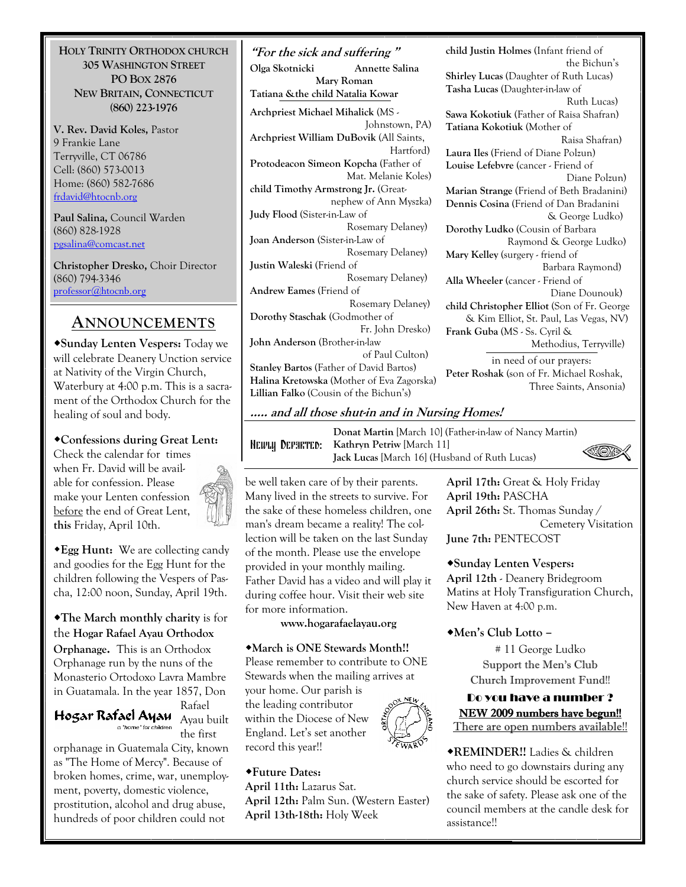**HOLY TRINITY ORTHODOX CHURCH**
**305 WASHINGTON STREET**
**PO BOX 2876**
**NEW BRITAIN, CONNECTICUT**
**(860) 223-1976**

**V. Rev. David Koles,** Pastor
9 Frankie Lane
Terryville, CT 06786
Cell: (860) 573-0013
Home: (860) 582-7686
frdavid@htocnb.org

**Paul Salina,** Council Warden
(860) 828-1928
pgsalina@comcast.net

**Christopher Dresko,** Choir Director
(860) 794-3346
professor@htocnb.org

## ANNOUNCEMENTS

◆**Sunday Lenten Vespers:** Today we will celebrate Deanery Unction service at Nativity of the Virgin Church, Waterbury at 4:00 p.m. This is a sacrament of the Orthodox Church for the healing of soul and body.

◆**Confessions during Great Lent:** Check the calendar for times when Fr. David will be available for confession. Please make your Lenten confession before the end of Great Lent, **this** Friday, April 10th.

◆**Egg Hunt:** We are collecting candy and goodies for the Egg Hunt for the children following the Vespers of Pascha, 12:00 noon, Sunday, April 19th.

◆**The March monthly charity** is for the **Hogar Rafael Ayau Orthodox Orphanage.** This is an Orthodox Orphanage run by the nuns of the Monasterio Ortodoxo Lavra Mambre in Guatamala. In the year 1857, Don Rafael Ayau built the first orphanage in Guatemala City, known as "The Home of Mercy". Because of broken homes, crime, war, unemployment, poverty, domestic violence, prostitution, alcohol and drug abuse, hundreds of poor children could not be well taken care of by their parents. Many lived in the streets to survive. For the sake of these homeless children, one man's dream became a reality! The collection will be taken on the last Sunday of the month. Please use the envelope provided in your monthly mailing. Father David has a video and will play it during coffee hour. Visit their web site for more information.

**www.hogarafaelayau.org**

◆**March is ONE Stewards Month!!** Please remember to contribute to ONE Stewards when the mailing arrives at your home. Our parish is the leading contributor within the Diocese of New England. Let's set another record this year!!

◆**Future Dates:**
**April 11th:** Lazarus Sat.
**April 12th:** Palm Sun. (Western Easter)
**April 13th-18th:** Holy Week
**April 17th:** Great & Holy Friday
**April 19th:** PASCHA
**April 26th:** St. Thomas Sunday / Cemetery Visitation
**June 7th:** PENTECOST

◆**Sunday Lenten Vespers:**
**April 12th** - Deanery Bridegroom Matins at Holy Transfiguration Church, New Haven at 4:00 p.m.

◆**Men's Club Lotto –**
# 11 George Ludko
Support the Men's Club Church Improvement Fund!!

**Do you have a number ?**
**NEW 2009 numbers have begun!!**
There are open numbers available!!

◆**REMINDER!!** Ladies & children who need to go downstairs during any church service should be escorted for the sake of safety. Please ask one of the council members at the candle desk for assistance!!

### *"For the sick and suffering"*

**Olga Skotnicki**
**Annette Salina**
**Mary Roman**
**Tatiana & the child Natalia Kowar**

**Archpriest Michael Mihalick** (MS - Johnstown, PA)
**Archpriest William DuBovik** (All Saints, Hartford)
**Protodeacon Simeon Kopcha** (Father of Mat. Melanie Koles)
**child Timothy Armstrong Jr.** (Great-nephew of Ann Myszka)
**Judy Flood** (Sister-in-Law of Rosemary Delaney)
**Joan Anderson** (Sister-in-Law of Rosemary Delaney)
**Justin Waleski** (Friend of Rosemary Delaney)
**Andrew Eames** (Friend of Rosemary Delaney)
**Dorothy Staschak** (Godmother of Fr. John Dresko)
**John Anderson** (Brother-in-law of Paul Culton)
**Stanley Bartos** (Father of David Bartos)
**Halina Kretowska** (Mother of Eva Zagorska)
**Lillian Falko** (Cousin of the Bichun's)
**child Justin Holmes** (Infant friend of the Bichun's
**Shirley Lucas** (Daughter of Ruth Lucas)
**Tasha Lucas** (Daughter-in-law of Ruth Lucas)
**Sawa Kokotiuk** (Father of Raisa Shafran)
**Tatiana Kokotiuk** (Mother of Raisa Shafran)
**Laura Iles** (Friend of Diane Polzun)
**Louise Lefebvre** (cancer - Friend of Diane Polzun)
**Marian Strange** (Friend of Beth Bradanini)
**Dennis Cosina** (Friend of Dan Bradanini & George Ludko)
**Dorothy Ludko** (Cousin of Barbara Raymond & George Ludko)
**Mary Kelley** (surgery - friend of Barbara Raymond)
**Alla Wheeler** (cancer - Friend of Diane Dounouk)
**child Christopher Elliot** (Son of Fr. George & Kim Elliot, St. Paul, Las Vegas, NV)
**Frank Guba** (MS - Ss. Cyril & Methodius, Terryville)

in need of our prayers:
**Peter Roshak** (son of Fr. Michael Roshak, Three Saints, Ansonia)

### *..... and all those shut-in and in Nursing Homes!*

**NEWLY DEPARTED:**
**Donat Martin** [March 10] (Father-in-law of Nancy Martin)
**Kathryn Petriw** [March 11]
**Jack Lucas** [March 16] (Husband of Ruth Lucas)